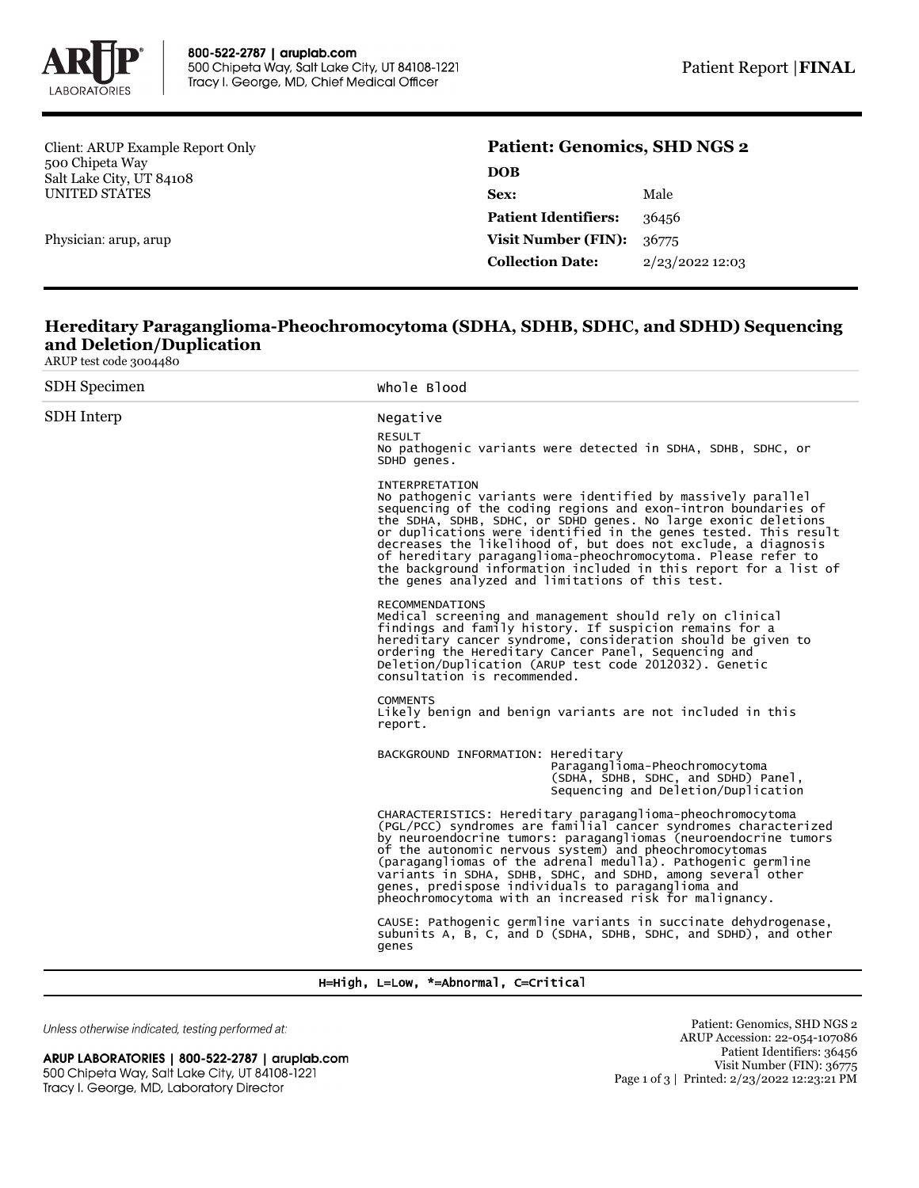Client: ARUP Example Report Only
500 Chipeta Way
Salt Lake City, UT 84108
UNITED STATES

Physician: arup, arup

## Patient: Genomics, SHD NGS 2

| | |
|---|---|
| **DOB** | |
| **Sex:** | Male |
| **Patient Identifiers:** | 36456 |
| **Visit Number (FIN):** | 36775 |
| **Collection Date:** | 2/23/2022 12:03 |

## Hereditary Paraganglioma-Pheochromocytoma (SDHA, SDHB, SDHC, and SDHD) Sequencing and Deletion/Duplication

ARUP test code 3004480

| | |
|---|---|
| SDH Specimen | Whole Blood |
| SDH Interp | Negative |

RESULT
No pathogenic variants were detected in SDHA, SDHB, SDHC, or SDHD genes.

INTERPRETATION
No pathogenic variants were identified by massively parallel sequencing of the coding regions and exon-intron boundaries of the SDHA, SDHB, SDHC, or SDHD genes. No large exonic deletions or duplications were identified in the genes tested. This result decreases the likelihood of, but does not exclude, a diagnosis of hereditary paraganglioma-pheochromocytoma. Please refer to the background information included in this report for a list of the genes analyzed and limitations of this test.

RECOMMENDATIONS
Medical screening and management should rely on clinical findings and family history. If suspicion remains for a hereditary cancer syndrome, consideration should be given to ordering the Hereditary Cancer Panel, Sequencing and Deletion/Duplication (ARUP test code 2012032). Genetic consultation is recommended.

COMMENTS
Likely benign and benign variants are not included in this report.

BACKGROUND INFORMATION: Hereditary Paraganglioma-Pheochromocytoma (SDHA, SDHB, SDHC, and SDHD) Panel, Sequencing and Deletion/Duplication

CHARACTERISTICS: Hereditary paraganglioma-pheochromocytoma (PGL/PCC) syndromes are familial cancer syndromes characterized by neuroendocrine tumors: paragangliomas (neuroendocrine tumors of the autonomic nervous system) and pheochromocytomas (paragangliomas of the adrenal medulla). Pathogenic germline variants in SDHA, SDHB, SDHC, and SDHD, among several other genes, predispose individuals to paraganglioma and pheochromocytoma with an increased risk for malignancy.

CAUSE: Pathogenic germline variants in succinate dehydrogenase, subunits A, B, C, and D (SDHA, SDHB, SDHC, and SDHD), and other genes

H=High, L=Low, *=Abnormal, C=Critical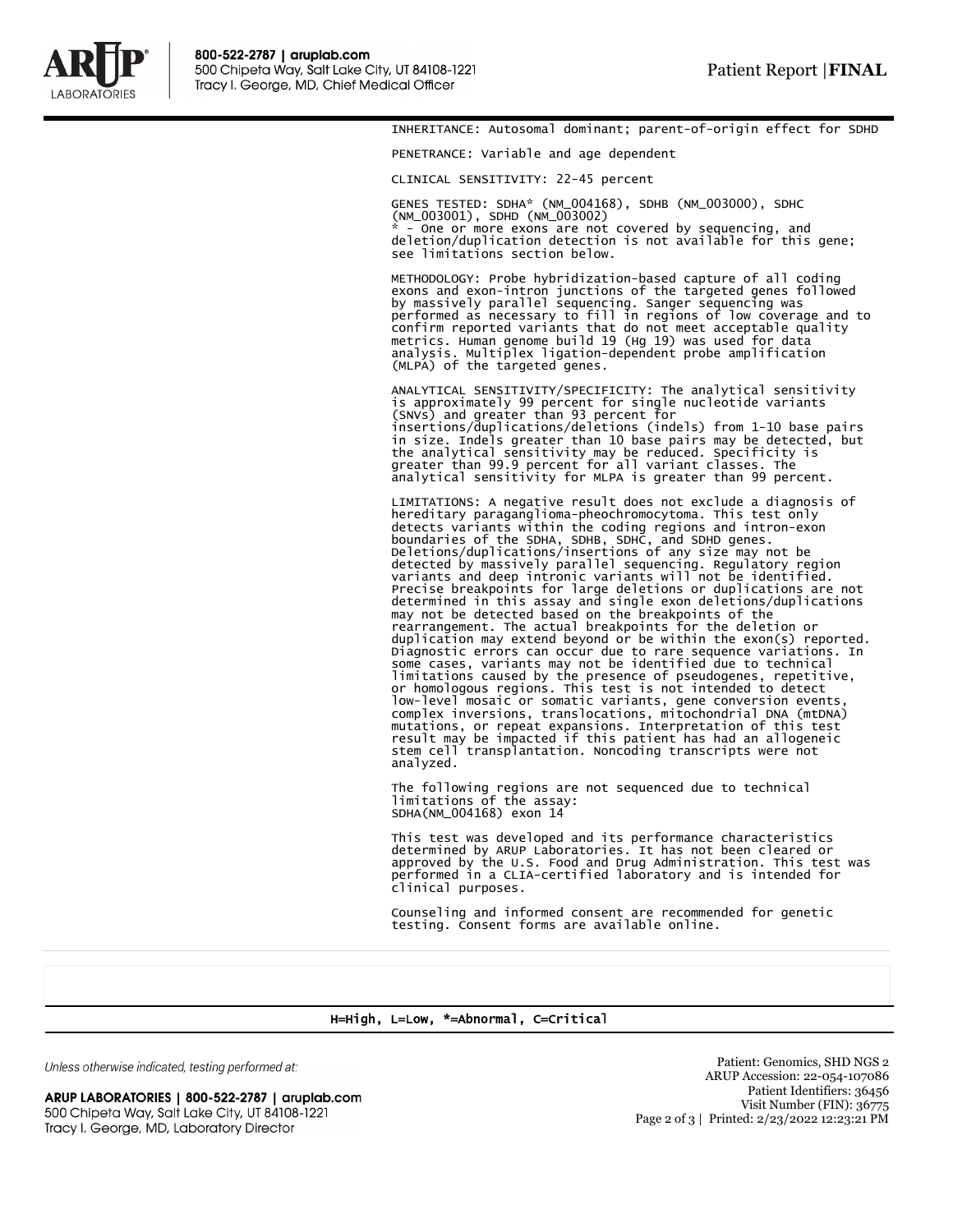INHERITANCE: Autosomal dominant; parent-of-origin effect for SDHD

PENETRANCE: Variable and age dependent

CLINICAL SENSITIVITY: 22-45 percent

GENES TESTED: SDHA* (NM_004168), SDHB (NM_003000), SDHC (NM_003001), SDHD (NM_003002)
* - One or more exons are not covered by sequencing, and deletion/duplication detection is not available for this gene; see limitations section below.

METHODOLOGY: Probe hybridization-based capture of all coding exons and exon-intron junctions of the targeted genes followed by massively parallel sequencing. Sanger sequencing was performed as necessary to fill in regions of low coverage and to confirm reported variants that do not meet acceptable quality metrics. Human genome build 19 (Hg 19) was used for data analysis. Multiplex ligation-dependent probe amplification (MLPA) of the targeted genes.

ANALYTICAL SENSITIVITY/SPECIFICITY: The analytical sensitivity is approximately 99 percent for single nucleotide variants (SNVs) and greater than 93 percent for insertions/duplications/deletions (indels) from 1-10 base pairs in size. Indels greater than 10 base pairs may be detected, but the analytical sensitivity may be reduced. Specificity is greater than 99.9 percent for all variant classes. The analytical sensitivity for MLPA is greater than 99 percent.

LIMITATIONS: A negative result does not exclude a diagnosis of hereditary paraganglioma-pheochromocytoma. This test only detects variants within the coding regions and intron-exon boundaries of the SDHA, SDHB, SDHC, and SDHD genes. Deletions/duplications/insertions of any size may not be detected by massively parallel sequencing. Regulatory region variants and deep intronic variants will not be identified. Precise breakpoints for large deletions or duplications are not determined in this assay and single exon deletions/duplications may not be detected based on the breakpoints of the rearrangement. The actual breakpoints for the deletion or duplication may extend beyond or be within the exon(s) reported. Diagnostic errors can occur due to rare sequence variations. In some cases, variants may not be identified due to technical limitations caused by the presence of pseudogenes, repetitive, or homologous regions. This test is not intended to detect low-level mosaic or somatic variants, gene conversion events, complex inversions, translocations, mitochondrial DNA (mtDNA) mutations, or repeat expansions. Interpretation of this test result may be impacted if this patient has had an allogeneic stem cell transplantation. Noncoding transcripts were not analyzed.

The following regions are not sequenced due to technical limitations of the assay:
SDHA(NM_004168) exon 14

This test was developed and its performance characteristics determined by ARUP Laboratories. It has not been cleared or approved by the U.S. Food and Drug Administration. This test was performed in a CLIA-certified laboratory and is intended for clinical purposes.

Counseling and informed consent are recommended for genetic testing. Consent forms are available online.

H=High, L=Low, *=Abnormal, C=Critical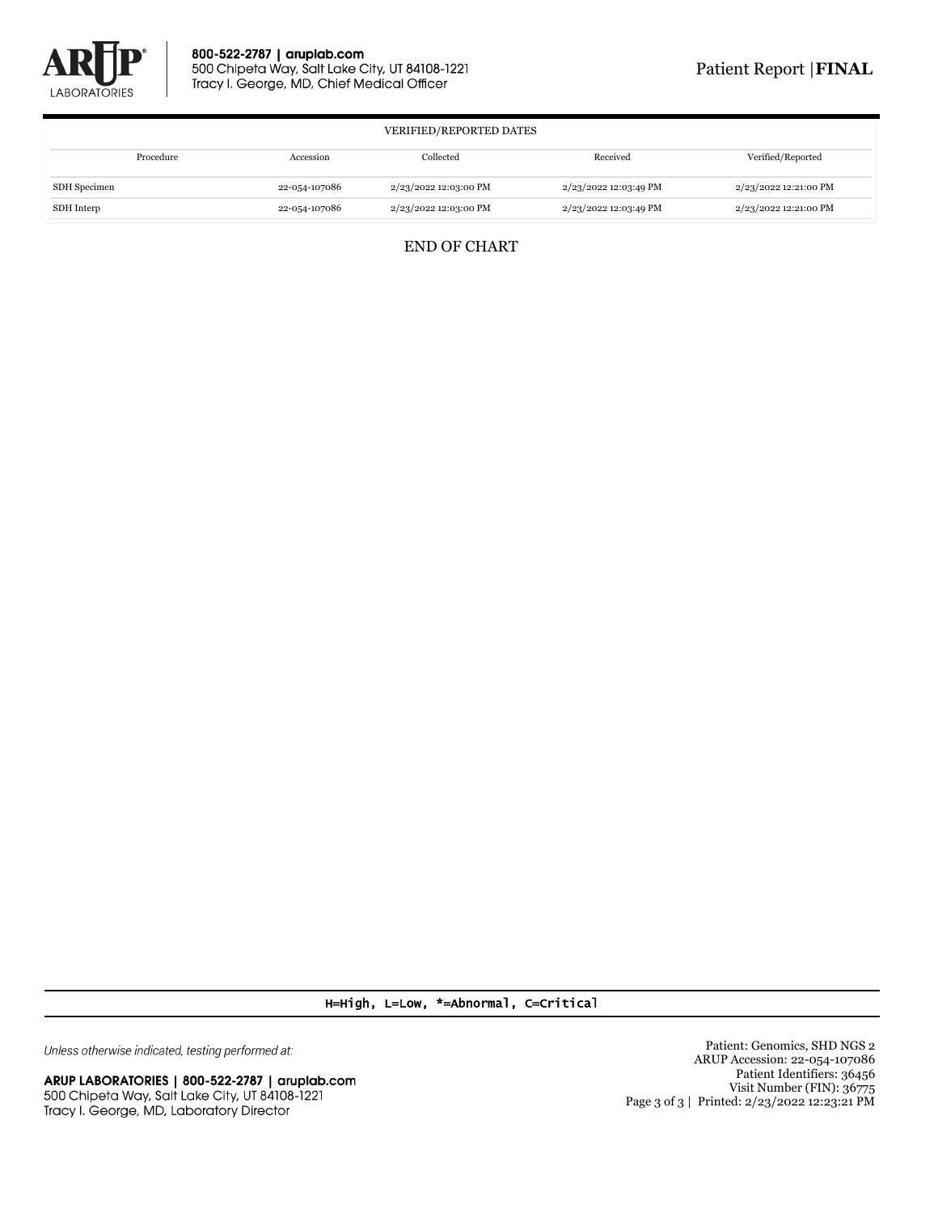VERIFIED/REPORTED DATES

| Procedure | Accession | Collected | Received | Verified/Reported |
| --- | --- | --- | --- | --- |
| SDH Specimen | 22-054-107086 | 2/23/2022 12:03:00 PM | 2/23/2022 12:03:49 PM | 2/23/2022 12:21:00 PM |
| SDH Interp | 22-054-107086 | 2/23/2022 12:03:00 PM | 2/23/2022 12:03:49 PM | 2/23/2022 12:21:00 PM |

END OF CHART